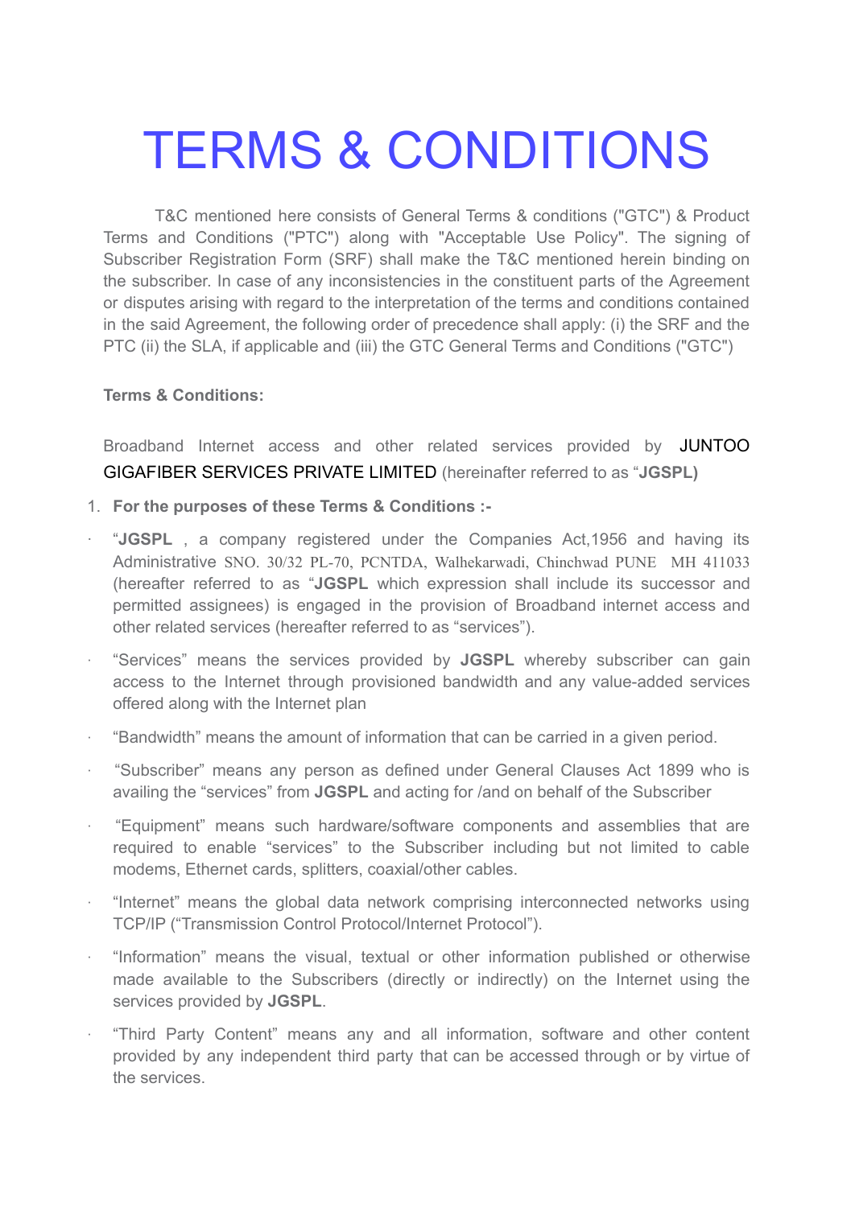# TERMS & CONDITIONS

T&C mentioned here consists of General Terms & conditions ("GTC") & Product Terms and Conditions ("PTC") along with "Acceptable Use Policy". The signing of Subscriber Registration Form (SRF) shall make the T&C mentioned herein binding on the subscriber. In case of any inconsistencies in the constituent parts of the Agreement or disputes arising with regard to the interpretation of the terms and conditions contained in the said Agreement, the following order of precedence shall apply: (i) the SRF and the PTC (ii) the SLA, if applicable and (iii) the GTC General Terms and Conditions ("GTC")

**Terms & Conditions:**

Broadband Internet access and other related services provided by JUNTOO GIGAFIBER SERVICES PRIVATE LIMITED (hereinafter referred to as "**JGSPL)**

1. **For the purposes of these Terms & Conditions :-**

- "**JGSPL** , a company registered under the Companies Act,1956 and having its Administrative SNO. 30/32 PL-70, PCNTDA, Walhekarwadi, Chinchwad PUNE MH 411033 (hereafter referred to as "**JGSPL** which expression shall include its successor and permitted assignees) is engaged in the provision of Broadband internet access and other related services (hereafter referred to as "services").
- "Services" means the services provided by **JGSPL** whereby subscriber can gain access to the Internet through provisioned bandwidth and any value-added services offered along with the Internet plan
- "Bandwidth" means the amount of information that can be carried in a given period.
- "Subscriber" means any person as defined under General Clauses Act 1899 who is availing the "services" from **JGSPL** and acting for /and on behalf of the Subscriber
- "Equipment" means such hardware/software components and assemblies that are required to enable "services" to the Subscriber including but not limited to cable modems, Ethernet cards, splitters, coaxial/other cables.
- "Internet" means the global data network comprising interconnected networks using TCP/IP ("Transmission Control Protocol/Internet Protocol").
- "Information" means the visual, textual or other information published or otherwise made available to the Subscribers (directly or indirectly) on the Internet using the services provided by **JGSPL**.
- "Third Party Content" means any and all information, software and other content provided by any independent third party that can be accessed through or by virtue of the services.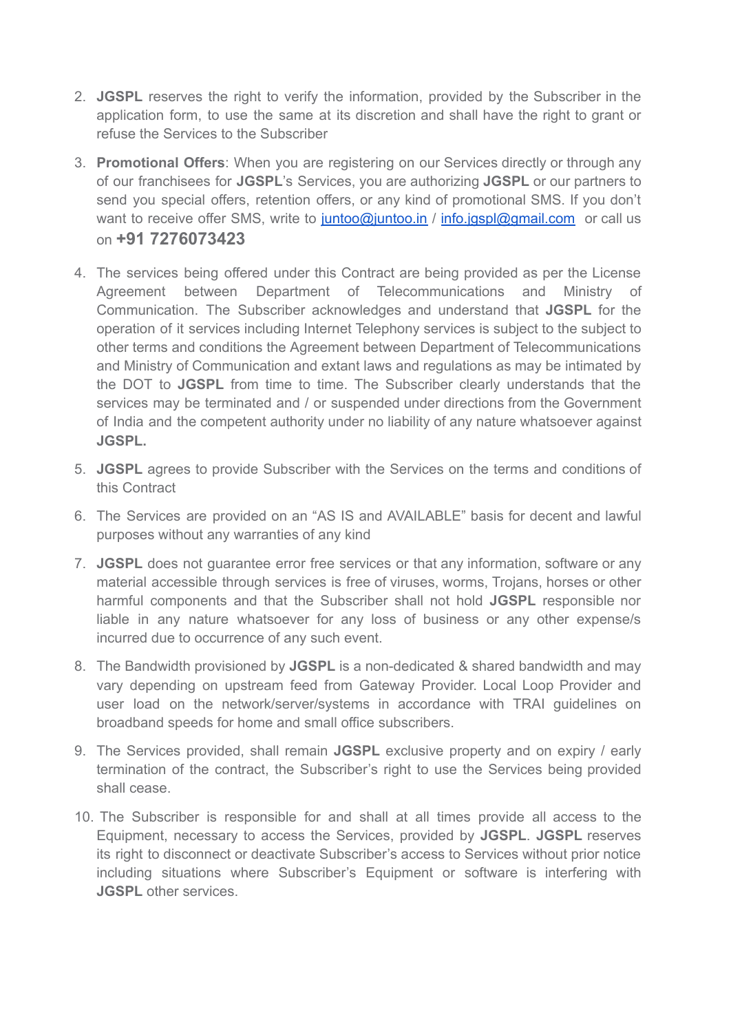2. **JGSPL** reserves the right to verify the information, provided by the Subscriber in the application form, to use the same at its discretion and shall have the right to grant or refuse the Services to the Subscriber

3. **Promotional Offers**: When you are registering on our Services directly or through any of our franchisees for **JGSPL**'s Services, you are authorizing **JGSPL** or our partners to send you special offers, retention offers, or any kind of promotional SMS. If you don't want to receive offer SMS, write to [juntoo@juntoo.in](mailto:juntoo@juntoo.in) / [info.jgspl@gmail.com](mailto:info.jgspl@gmail.com) or call us on **+91 7276073423**

4. The services being offered under this Contract are being provided as per the License Agreement between Department of Telecommunications and Ministry of Communication. The Subscriber acknowledges and understand that **JGSPL** for the operation of it services including Internet Telephony services is subject to the subject to other terms and conditions the Agreement between Department of Telecommunications and Ministry of Communication and extant laws and regulations as may be intimated by the DOT to **JGSPL** from time to time. The Subscriber clearly understands that the services may be terminated and / or suspended under directions from the Government of India and the competent authority under no liability of any nature whatsoever against **JGSPL.**

5. **JGSPL** agrees to provide Subscriber with the Services on the terms and conditions of this Contract

6. The Services are provided on an "AS IS and AVAILABLE" basis for decent and lawful purposes without any warranties of any kind

7. **JGSPL** does not guarantee error free services or that any information, software or any material accessible through services is free of viruses, worms, Trojans, horses or other harmful components and that the Subscriber shall not hold **JGSPL** responsible nor liable in any nature whatsoever for any loss of business or any other expense/s incurred due to occurrence of any such event.

8. The Bandwidth provisioned by **JGSPL** is a non-dedicated & shared bandwidth and may vary depending on upstream feed from Gateway Provider. Local Loop Provider and user load on the network/server/systems in accordance with TRAI guidelines on broadband speeds for home and small office subscribers.

9. The Services provided, shall remain **JGSPL** exclusive property and on expiry / early termination of the contract, the Subscriber's right to use the Services being provided shall cease.

10. The Subscriber is responsible for and shall at all times provide all access to the Equipment, necessary to access the Services, provided by **JGSPL**. **JGSPL** reserves its right to disconnect or deactivate Subscriber's access to Services without prior notice including situations where Subscriber's Equipment or software is interfering with **JGSPL** other services.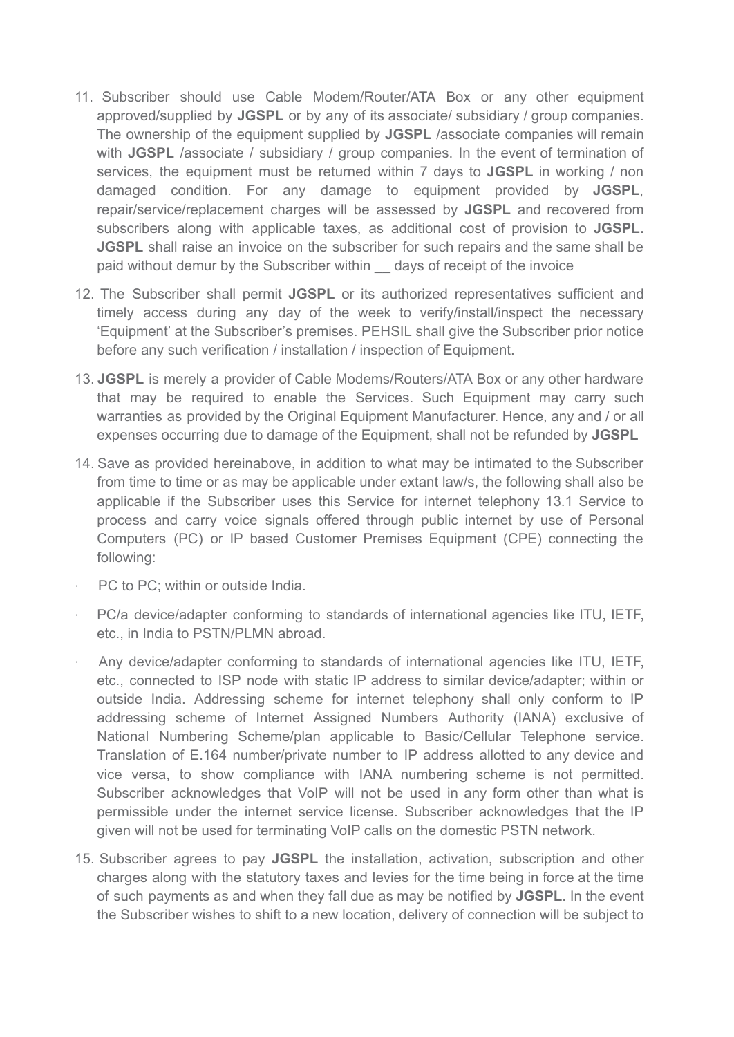11. Subscriber should use Cable Modem/Router/ATA Box or any other equipment approved/supplied by **JGSPL** or by any of its associate/ subsidiary / group companies. The ownership of the equipment supplied by **JGSPL** /associate companies will remain with **JGSPL** /associate / subsidiary / group companies. In the event of termination of services, the equipment must be returned within 7 days to **JGSPL** in working / non damaged condition. For any damage to equipment provided by **JGSPL**, repair/service/replacement charges will be assessed by **JGSPL** and recovered from subscribers along with applicable taxes, as additional cost of provision to **JGSPL. JGSPL** shall raise an invoice on the subscriber for such repairs and the same shall be paid without demur by the Subscriber within __ days of receipt of the invoice

12. The Subscriber shall permit **JGSPL** or its authorized representatives sufficient and timely access during any day of the week to verify/install/inspect the necessary 'Equipment' at the Subscriber's premises. PEHSIL shall give the Subscriber prior notice before any such verification / installation / inspection of Equipment.

13. **JGSPL** is merely a provider of Cable Modems/Routers/ATA Box or any other hardware that may be required to enable the Services. Such Equipment may carry such warranties as provided by the Original Equipment Manufacturer. Hence, any and / or all expenses occurring due to damage of the Equipment, shall not be refunded by **JGSPL**

14. Save as provided hereinabove, in addition to what may be intimated to the Subscriber from time to time or as may be applicable under extant law/s, the following shall also be applicable if the Subscriber uses this Service for internet telephony 13.1 Service to process and carry voice signals offered through public internet by use of Personal Computers (PC) or IP based Customer Premises Equipment (CPE) connecting the following:

- PC to PC; within or outside India.
- PC/a device/adapter conforming to standards of international agencies like ITU, IETF, etc., in India to PSTN/PLMN abroad.
- Any device/adapter conforming to standards of international agencies like ITU, IETF, etc., connected to ISP node with static IP address to similar device/adapter; within or outside India. Addressing scheme for internet telephony shall only conform to IP addressing scheme of Internet Assigned Numbers Authority (IANA) exclusive of National Numbering Scheme/plan applicable to Basic/Cellular Telephone service. Translation of E.164 number/private number to IP address allotted to any device and vice versa, to show compliance with IANA numbering scheme is not permitted. Subscriber acknowledges that VoIP will not be used in any form other than what is permissible under the internet service license. Subscriber acknowledges that the IP given will not be used for terminating VoIP calls on the domestic PSTN network.

15. Subscriber agrees to pay **JGSPL** the installation, activation, subscription and other charges along with the statutory taxes and levies for the time being in force at the time of such payments as and when they fall due as may be notified by **JGSPL**. In the event the Subscriber wishes to shift to a new location, delivery of connection will be subject to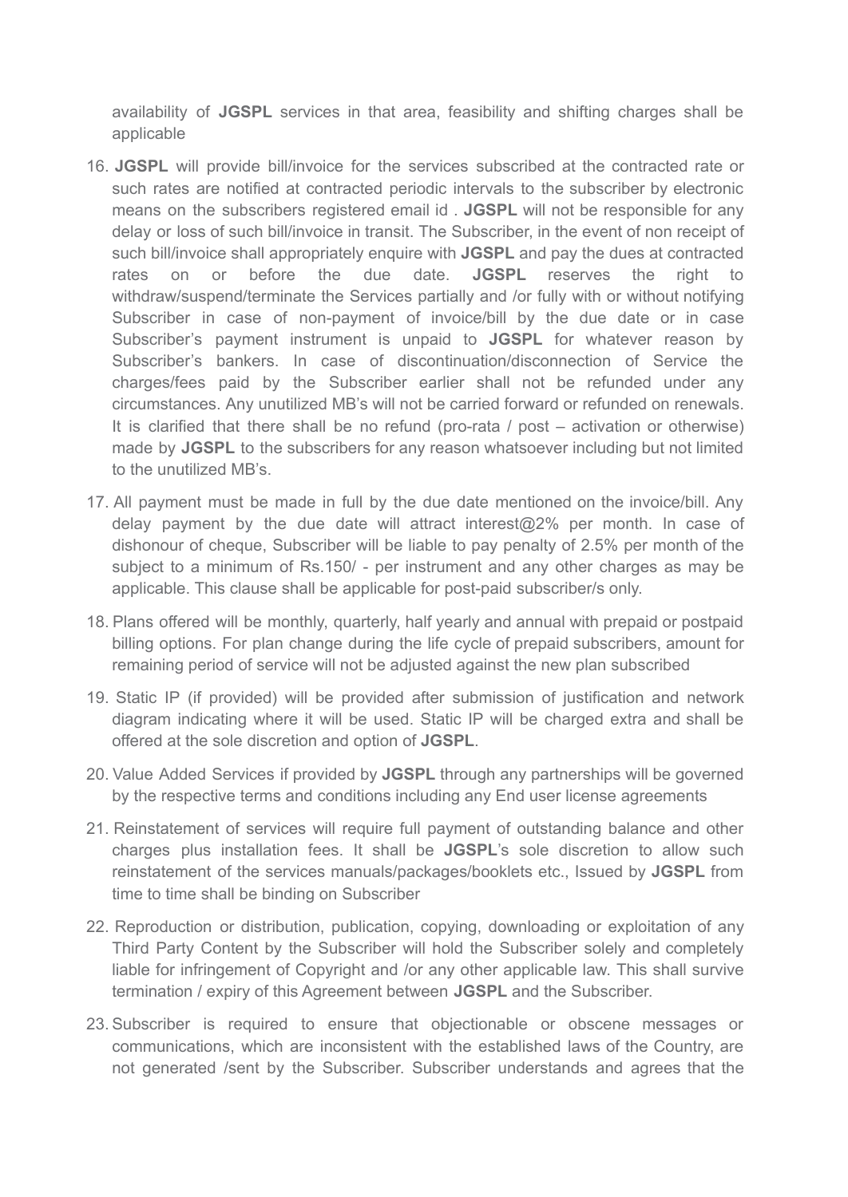availability of **JGSPL** services in that area, feasibility and shifting charges shall be applicable

16. **JGSPL** will provide bill/invoice for the services subscribed at the contracted rate or such rates are notified at contracted periodic intervals to the subscriber by electronic means on the subscribers registered email id . **JGSPL** will not be responsible for any delay or loss of such bill/invoice in transit. The Subscriber, in the event of non receipt of such bill/invoice shall appropriately enquire with **JGSPL** and pay the dues at contracted rates on or before the due date. **JGSPL** reserves the right to withdraw/suspend/terminate the Services partially and /or fully with or without notifying Subscriber in case of non-payment of invoice/bill by the due date or in case Subscriber's payment instrument is unpaid to **JGSPL** for whatever reason by Subscriber's bankers. In case of discontinuation/disconnection of Service the charges/fees paid by the Subscriber earlier shall not be refunded under any circumstances. Any unutilized MB's will not be carried forward or refunded on renewals. It is clarified that there shall be no refund (pro-rata / post – activation or otherwise) made by **JGSPL** to the subscribers for any reason whatsoever including but not limited to the unutilized MB's.

17. All payment must be made in full by the due date mentioned on the invoice/bill. Any delay payment by the due date will attract interest@2% per month. In case of dishonour of cheque, Subscriber will be liable to pay penalty of 2.5% per month of the subject to a minimum of Rs.150/ - per instrument and any other charges as may be applicable. This clause shall be applicable for post-paid subscriber/s only.

18. Plans offered will be monthly, quarterly, half yearly and annual with prepaid or postpaid billing options. For plan change during the life cycle of prepaid subscribers, amount for remaining period of service will not be adjusted against the new plan subscribed

19. Static IP (if provided) will be provided after submission of justification and network diagram indicating where it will be used. Static IP will be charged extra and shall be offered at the sole discretion and option of **JGSPL**.

20. Value Added Services if provided by **JGSPL** through any partnerships will be governed by the respective terms and conditions including any End user license agreements

21. Reinstatement of services will require full payment of outstanding balance and other charges plus installation fees. It shall be **JGSPL**'s sole discretion to allow such reinstatement of the services manuals/packages/booklets etc., Issued by **JGSPL** from time to time shall be binding on Subscriber

22. Reproduction or distribution, publication, copying, downloading or exploitation of any Third Party Content by the Subscriber will hold the Subscriber solely and completely liable for infringement of Copyright and /or any other applicable law. This shall survive termination / expiry of this Agreement between **JGSPL** and the Subscriber.

23. Subscriber is required to ensure that objectionable or obscene messages or communications, which are inconsistent with the established laws of the Country, are not generated /sent by the Subscriber. Subscriber understands and agrees that the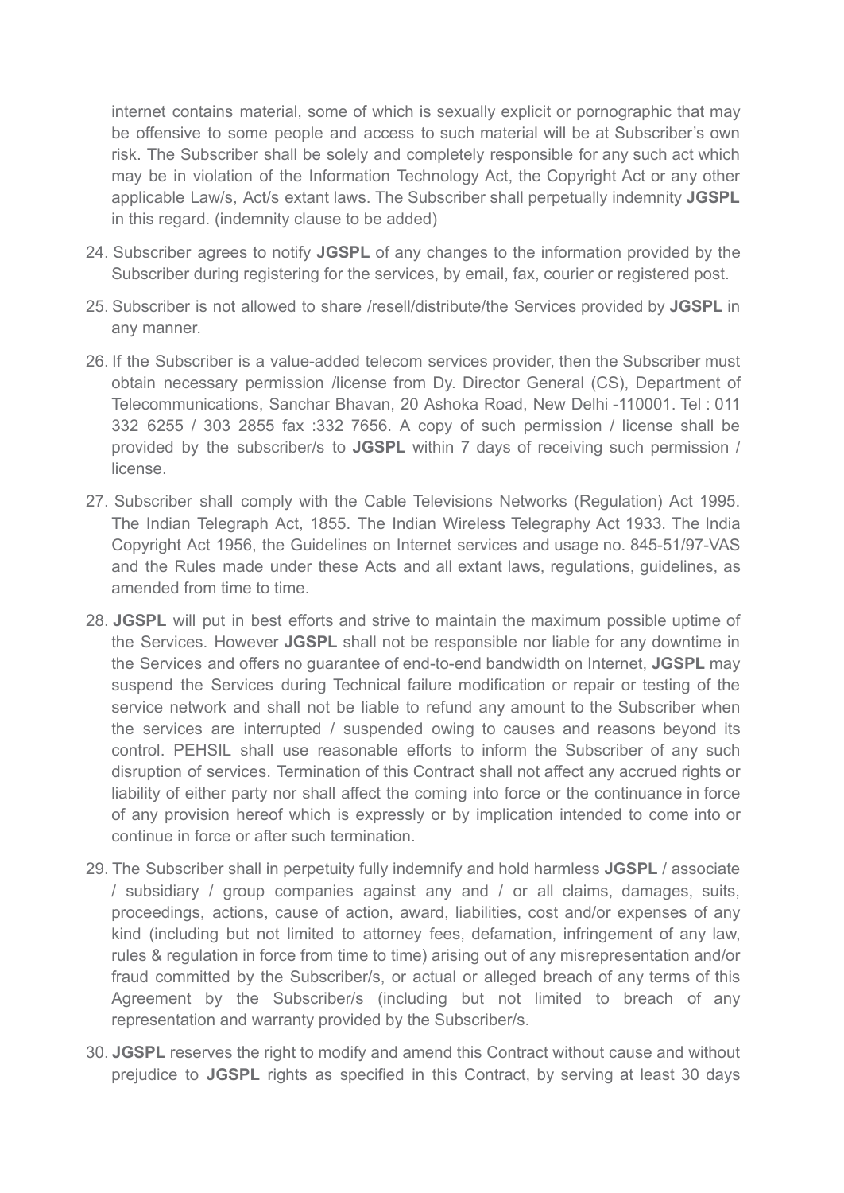internet contains material, some of which is sexually explicit or pornographic that may be offensive to some people and access to such material will be at Subscriber's own risk. The Subscriber shall be solely and completely responsible for any such act which may be in violation of the Information Technology Act, the Copyright Act or any other applicable Law/s, Act/s extant laws. The Subscriber shall perpetually indemnity **JGSPL** in this regard. (indemnity clause to be added)

24. Subscriber agrees to notify **JGSPL** of any changes to the information provided by the Subscriber during registering for the services, by email, fax, courier or registered post.

25. Subscriber is not allowed to share /resell/distribute/the Services provided by **JGSPL** in any manner.

26. If the Subscriber is a value-added telecom services provider, then the Subscriber must obtain necessary permission /license from Dy. Director General (CS), Department of Telecommunications, Sanchar Bhavan, 20 Ashoka Road, New Delhi -110001. Tel : 011 332 6255 / 303 2855 fax :332 7656. A copy of such permission / license shall be provided by the subscriber/s to **JGSPL** within 7 days of receiving such permission / license.

27. Subscriber shall comply with the Cable Televisions Networks (Regulation) Act 1995. The Indian Telegraph Act, 1855. The Indian Wireless Telegraphy Act 1933. The India Copyright Act 1956, the Guidelines on Internet services and usage no. 845-51/97-VAS and the Rules made under these Acts and all extant laws, regulations, guidelines, as amended from time to time.

28. **JGSPL** will put in best efforts and strive to maintain the maximum possible uptime of the Services. However **JGSPL** shall not be responsible nor liable for any downtime in the Services and offers no guarantee of end-to-end bandwidth on Internet, **JGSPL** may suspend the Services during Technical failure modification or repair or testing of the service network and shall not be liable to refund any amount to the Subscriber when the services are interrupted / suspended owing to causes and reasons beyond its control. PEHSIL shall use reasonable efforts to inform the Subscriber of any such disruption of services. Termination of this Contract shall not affect any accrued rights or liability of either party nor shall affect the coming into force or the continuance in force of any provision hereof which is expressly or by implication intended to come into or continue in force or after such termination.

29. The Subscriber shall in perpetuity fully indemnify and hold harmless **JGSPL** / associate / subsidiary / group companies against any and / or all claims, damages, suits, proceedings, actions, cause of action, award, liabilities, cost and/or expenses of any kind (including but not limited to attorney fees, defamation, infringement of any law, rules & regulation in force from time to time) arising out of any misrepresentation and/or fraud committed by the Subscriber/s, or actual or alleged breach of any terms of this Agreement by the Subscriber/s (including but not limited to breach of any representation and warranty provided by the Subscriber/s.

30. **JGSPL** reserves the right to modify and amend this Contract without cause and without prejudice to **JGSPL** rights as specified in this Contract, by serving at least 30 days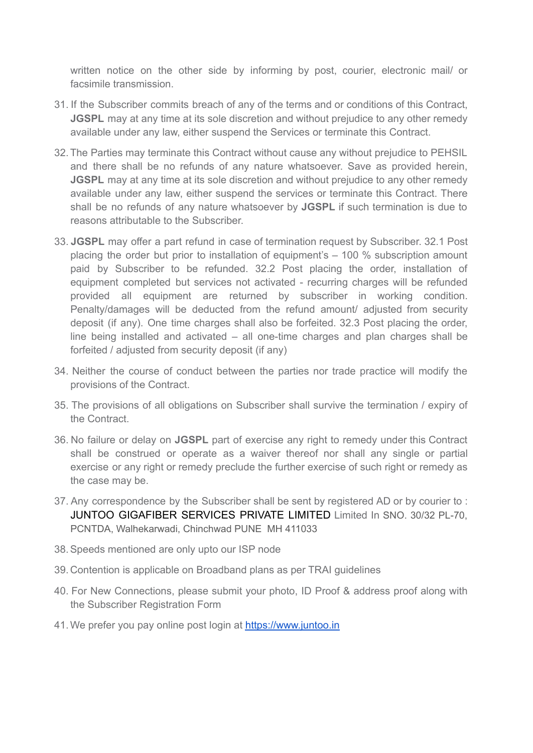written notice on the other side by informing by post, courier, electronic mail/ or facsimile transmission.

31. If the Subscriber commits breach of any of the terms and or conditions of this Contract, **JGSPL** may at any time at its sole discretion and without prejudice to any other remedy available under any law, either suspend the Services or terminate this Contract.

32. The Parties may terminate this Contract without cause any without prejudice to PEHSIL and there shall be no refunds of any nature whatsoever. Save as provided herein, **JGSPL** may at any time at its sole discretion and without prejudice to any other remedy available under any law, either suspend the services or terminate this Contract. There shall be no refunds of any nature whatsoever by **JGSPL** if such termination is due to reasons attributable to the Subscriber.

33. **JGSPL** may offer a part refund in case of termination request by Subscriber. 32.1 Post placing the order but prior to installation of equipment's – 100 % subscription amount paid by Subscriber to be refunded. 32.2 Post placing the order, installation of equipment completed but services not activated - recurring charges will be refunded provided all equipment are returned by subscriber in working condition. Penalty/damages will be deducted from the refund amount/ adjusted from security deposit (if any). One time charges shall also be forfeited. 32.3 Post placing the order, line being installed and activated – all one-time charges and plan charges shall be forfeited / adjusted from security deposit (if any)

34. Neither the course of conduct between the parties nor trade practice will modify the provisions of the Contract.

35. The provisions of all obligations on Subscriber shall survive the termination / expiry of the Contract.

36. No failure or delay on **JGSPL** part of exercise any right to remedy under this Contract shall be construed or operate as a waiver thereof nor shall any single or partial exercise or any right or remedy preclude the further exercise of such right or remedy as the case may be.

37. Any correspondence by the Subscriber shall be sent by registered AD or by courier to : JUNTOO GIGAFIBER SERVICES PRIVATE LIMITED Limited In SNO. 30/32 PL-70, PCNTDA, Walhekarwadi, Chinchwad PUNE MH 411033

38. Speeds mentioned are only upto our ISP node

39. Contention is applicable on Broadband plans as per TRAI guidelines

40. For New Connections, please submit your photo, ID Proof & address proof along with the Subscriber Registration Form

41. We prefer you pay online post login at [https://www.juntoo.in](https://www.juntoo.in)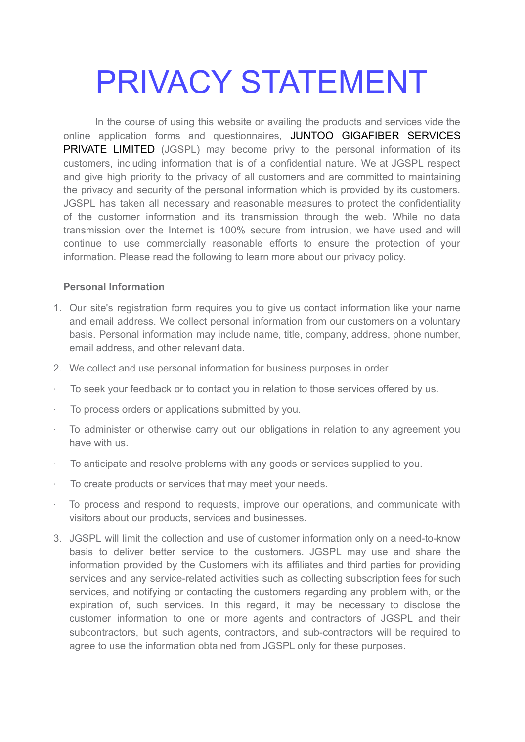# PRIVACY STATEMENT

In the course of using this website or availing the products and services vide the online application forms and questionnaires, JUNTOO GIGAFIBER SERVICES PRIVATE LIMITED (JGSPL) may become privy to the personal information of its customers, including information that is of a confidential nature. We at JGSPL respect and give high priority to the privacy of all customers and are committed to maintaining the privacy and security of the personal information which is provided by its customers. JGSPL has taken all necessary and reasonable measures to protect the confidentiality of the customer information and its transmission through the web. While no data transmission over the Internet is 100% secure from intrusion, we have used and will continue to use commercially reasonable efforts to ensure the protection of your information. Please read the following to learn more about our privacy policy.

**Personal Information**

1. Our site's registration form requires you to give us contact information like your name and email address. We collect personal information from our customers on a voluntary basis. Personal information may include name, title, company, address, phone number, email address, and other relevant data.
2. We collect and use personal information for business purposes in order

- To seek your feedback or to contact you in relation to those services offered by us.
- To process orders or applications submitted by you.
- To administer or otherwise carry out our obligations in relation to any agreement you have with us.
- To anticipate and resolve problems with any goods or services supplied to you.
- To create products or services that may meet your needs.
- To process and respond to requests, improve our operations, and communicate with visitors about our products, services and businesses.

3. JGSPL will limit the collection and use of customer information only on a need-to-know basis to deliver better service to the customers. JGSPL may use and share the information provided by the Customers with its affiliates and third parties for providing services and any service-related activities such as collecting subscription fees for such services, and notifying or contacting the customers regarding any problem with, or the expiration of, such services. In this regard, it may be necessary to disclose the customer information to one or more agents and contractors of JGSPL and their subcontractors, but such agents, contractors, and sub-contractors will be required to agree to use the information obtained from JGSPL only for these purposes.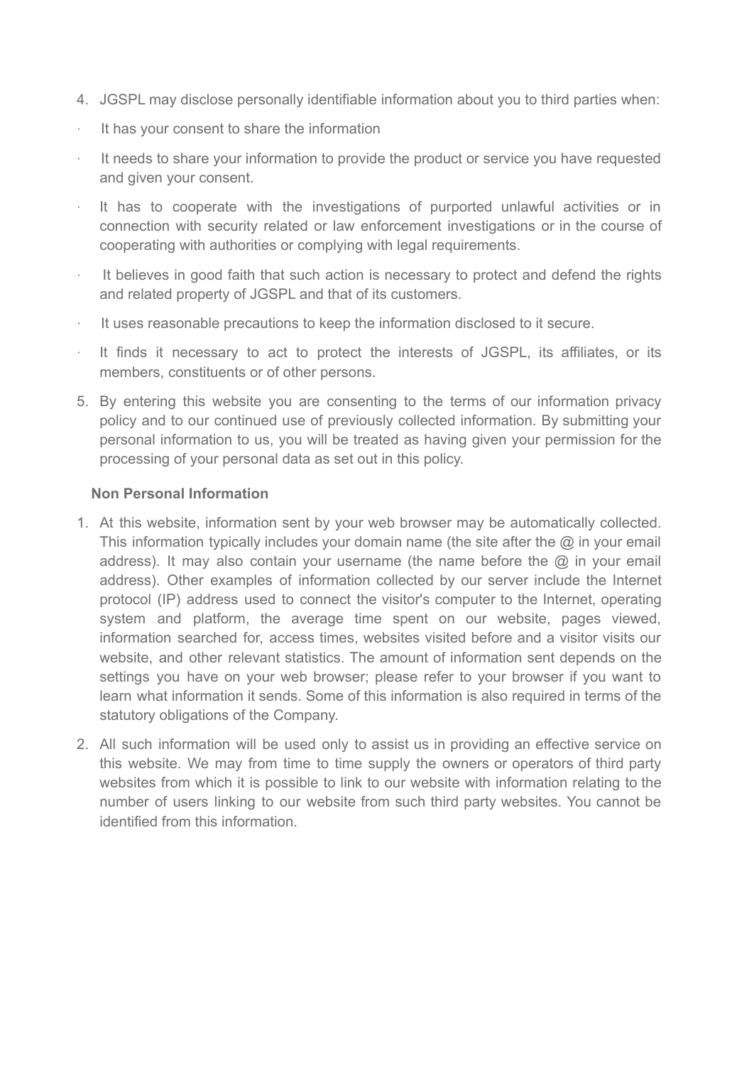4. JGSPL may disclose personally identifiable information about you to third parties when:

- It has your consent to share the information
- It needs to share your information to provide the product or service you have requested and given your consent.
- It has to cooperate with the investigations of purported unlawful activities or in connection with security related or law enforcement investigations or in the course of cooperating with authorities or complying with legal requirements.
- It believes in good faith that such action is necessary to protect and defend the rights and related property of JGSPL and that of its customers.
- It uses reasonable precautions to keep the information disclosed to it secure.
- It finds it necessary to act to protect the interests of JGSPL, its affiliates, or its members, constituents or of other persons.

5. By entering this website you are consenting to the terms of our information privacy policy and to our continued use of previously collected information. By submitting your personal information to us, you will be treated as having given your permission for the processing of your personal data as set out in this policy.

**Non Personal Information**

1. At this website, information sent by your web browser may be automatically collected. This information typically includes your domain name (the site after the @ in your email address). It may also contain your username (the name before the @ in your email address). Other examples of information collected by our server include the Internet protocol (IP) address used to connect the visitor's computer to the Internet, operating system and platform, the average time spent on our website, pages viewed, information searched for, access times, websites visited before and a visitor visits our website, and other relevant statistics. The amount of information sent depends on the settings you have on your web browser; please refer to your browser if you want to learn what information it sends. Some of this information is also required in terms of the statutory obligations of the Company.

2. All such information will be used only to assist us in providing an effective service on this website. We may from time to time supply the owners or operators of third party websites from which it is possible to link to our website with information relating to the number of users linking to our website from such third party websites. You cannot be identified from this information.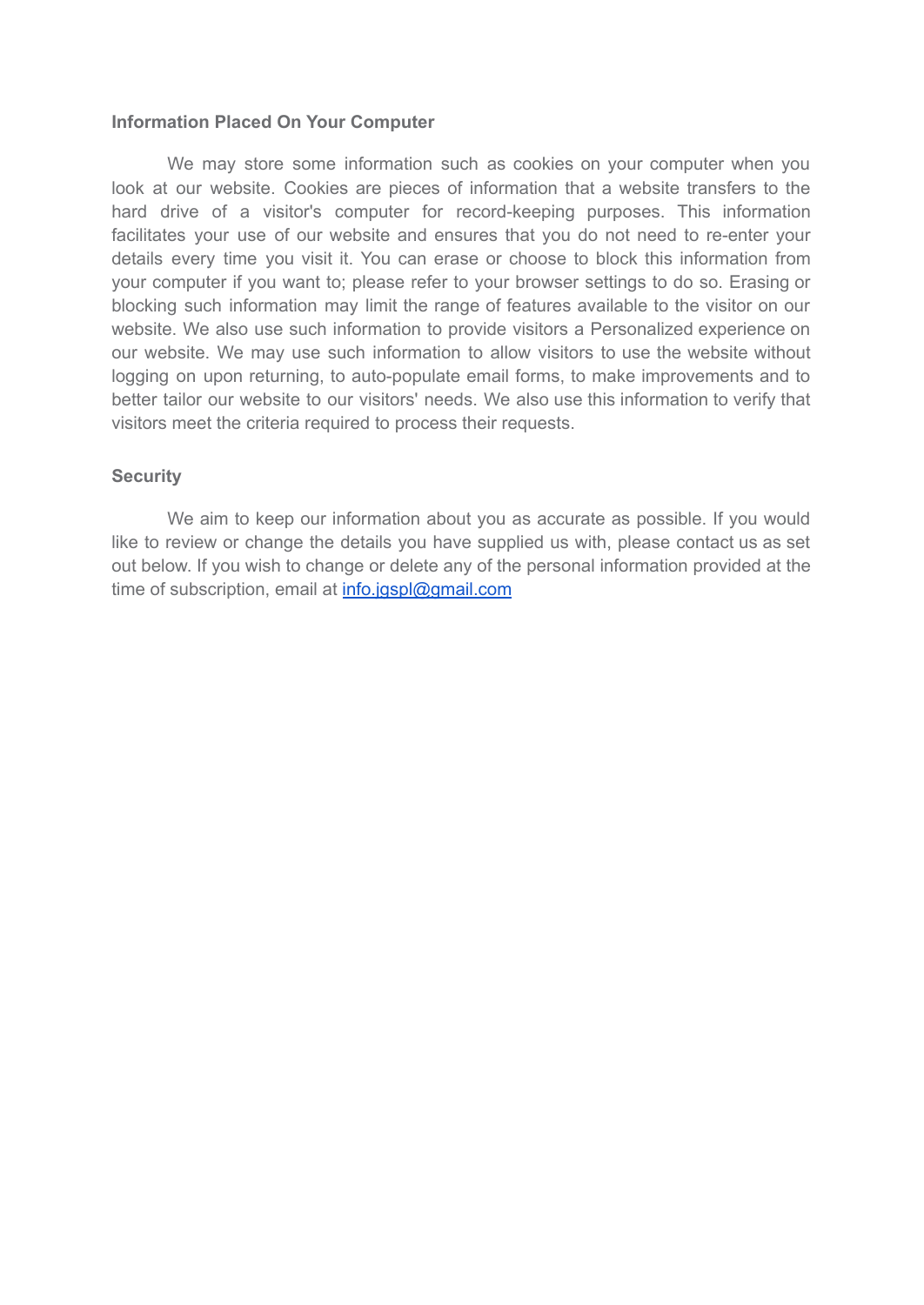**Information Placed On Your Computer**

We may store some information such as cookies on your computer when you look at our website. Cookies are pieces of information that a website transfers to the hard drive of a visitor's computer for record-keeping purposes. This information facilitates your use of our website and ensures that you do not need to re-enter your details every time you visit it. You can erase or choose to block this information from your computer if you want to; please refer to your browser settings to do so. Erasing or blocking such information may limit the range of features available to the visitor on our website. We also use such information to provide visitors a Personalized experience on our website. We may use such information to allow visitors to use the website without logging on upon returning, to auto-populate email forms, to make improvements and to better tailor our website to our visitors' needs. We also use this information to verify that visitors meet the criteria required to process their requests.

**Security**

We aim to keep our information about you as accurate as possible. If you would like to review or change the details you have supplied us with, please contact us as set out below. If you wish to change or delete any of the personal information provided at the time of subscription, email at [info.jgspl@gmail.com](mailto:info.jgspl@gmail.com)